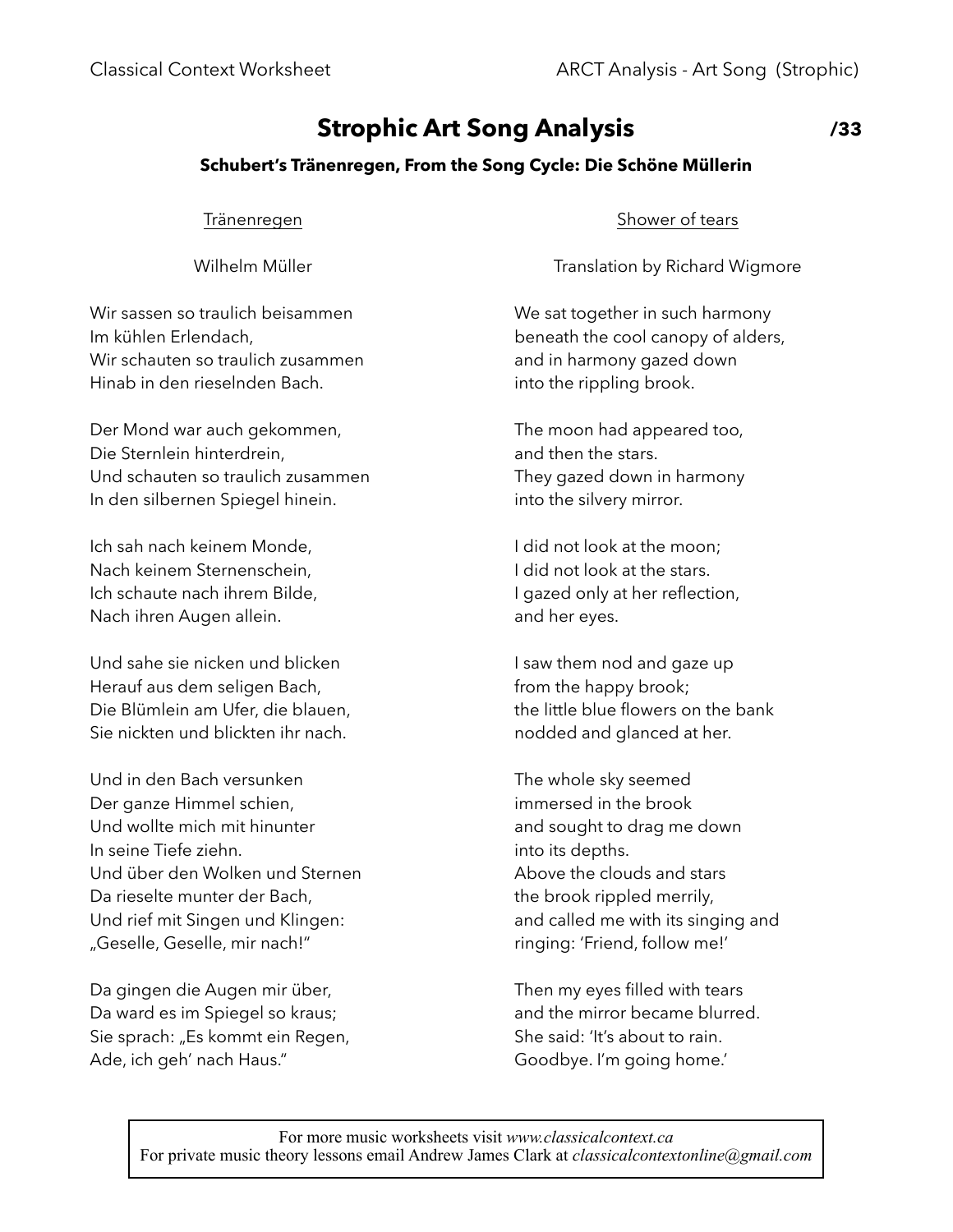Classical Context Worksheet ARCT Analysis - Art Song (Strophic)

# Strophic Art Song Analysis /33

**Schubert's Tränenregen, From the Song Cycle: Die Schöne Müllerin**

| Tränenregen | Shower of tears |
|---|---|
| Wilhelm Müller | Translation by Richard Wigmore |

Wir sassen so traulich beisammen
Im kühlen Erlendach,
Wir schauten so traulich zusammen
Hinab in den rieselnden Bach.

We sat together in such harmony
beneath the cool canopy of alders,
and in harmony gazed down
into the rippling brook.

Der Mond war auch gekommen,
Die Sternlein hinterdrein,
Und schauten so traulich zusammen
In den silbernen Spiegel hinein.

The moon had appeared too,
and then the stars.
They gazed down in harmony
into the silvery mirror.

Ich sah nach keinem Monde,
Nach keinem Sternenschein,
Ich schaute nach ihrem Bilde,
Nach ihren Augen allein.

I did not look at the moon;
I did not look at the stars.
I gazed only at her reflection,
and her eyes.

Und sahe sie nicken und blicken
Herauf aus dem seligen Bach,
Die Blümlein am Ufer, die blauen,
Sie nickten und blickten ihr nach.

I saw them nod and gaze up
from the happy brook;
the little blue flowers on the bank
nodded and glanced at her.

Und in den Bach versunken
Der ganze Himmel schien,
Und wollte mich mit hinunter
In seine Tiefe ziehn.
Und über den Wolken und Sternen
Da rieselte munter der Bach,
Und rief mit Singen und Klingen:
„Geselle, Geselle, mir nach!"

The whole sky seemed
immersed in the brook
and sought to drag me down
into its depths.
Above the clouds and stars
the brook rippled merrily,
and called me with its singing and
ringing: 'Friend, follow me!'

Da gingen die Augen mir über,
Da ward es im Spiegel so kraus;
Sie sprach: „Es kommt ein Regen,
Ade, ich geh' nach Haus."

Then my eyes filled with tears
and the mirror became blurred.
She said: 'It's about to rain.
Goodbye. I'm going home.'

For more music worksheets visit *www.classicalcontext.ca*
For private music theory lessons email Andrew James Clark at *classicalcontextonline@gmail.com*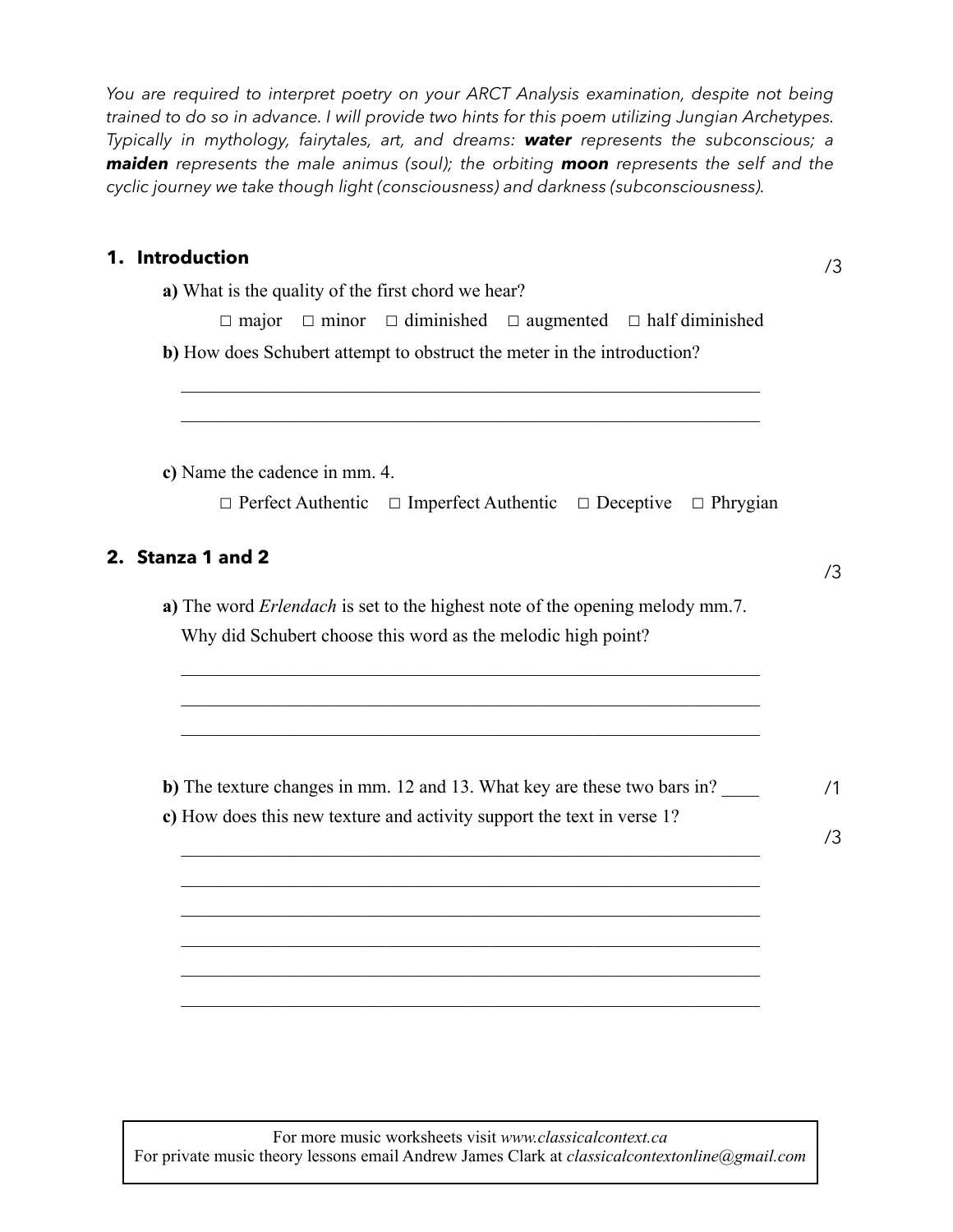*You are required to interpret poetry on your ARCT Analysis examination, despite not being trained to do so in advance. I will provide two hints for this poem utilizing Jungian Archetypes. Typically in mythology, fairytales, art, and dreams:* ***water*** *represents the subconscious; a* ***maiden*** *represents the male animus (soul); the orbiting* ***moon*** *represents the self and the cyclic journey we take though light (consciousness) and darkness (subconsciousness).*

## 1. Introduction

/3

**a)** What is the quality of the first chord we hear?

□ major □ minor □ diminished □ augmented □ half diminished

**b)** How does Schubert attempt to obstruct the meter in the introduction?

\_\_\_\_\_\_\_\_\_\_\_\_\_\_\_\_\_\_\_\_\_\_\_\_\_\_\_\_\_\_\_\_\_\_\_\_\_\_\_\_\_\_\_\_\_\_\_\_\_\_\_\_\_\_\_\_\_\_\_\_\_\_\_\_

\_\_\_\_\_\_\_\_\_\_\_\_\_\_\_\_\_\_\_\_\_\_\_\_\_\_\_\_\_\_\_\_\_\_\_\_\_\_\_\_\_\_\_\_\_\_\_\_\_\_\_\_\_\_\_\_\_\_\_\_\_\_\_\_

**c)** Name the cadence in mm. 4.

□ Perfect Authentic □ Imperfect Authentic □ Deceptive □ Phrygian

## 2. Stanza 1 and 2

/3

**a)** The word *Erlendach* is set to the highest note of the opening melody mm.7. Why did Schubert choose this word as the melodic high point?

\_\_\_\_\_\_\_\_\_\_\_\_\_\_\_\_\_\_\_\_\_\_\_\_\_\_\_\_\_\_\_\_\_\_\_\_\_\_\_\_\_\_\_\_\_\_\_\_\_\_\_\_\_\_\_\_\_\_\_\_\_\_\_\_

\_\_\_\_\_\_\_\_\_\_\_\_\_\_\_\_\_\_\_\_\_\_\_\_\_\_\_\_\_\_\_\_\_\_\_\_\_\_\_\_\_\_\_\_\_\_\_\_\_\_\_\_\_\_\_\_\_\_\_\_\_\_\_\_

\_\_\_\_\_\_\_\_\_\_\_\_\_\_\_\_\_\_\_\_\_\_\_\_\_\_\_\_\_\_\_\_\_\_\_\_\_\_\_\_\_\_\_\_\_\_\_\_\_\_\_\_\_\_\_\_\_\_\_\_\_\_\_\_

**b)** The texture changes in mm. 12 and 13. What key are these two bars in? \_\_\_\_ /1

**c)** How does this new texture and activity support the text in verse 1? /3

\_\_\_\_\_\_\_\_\_\_\_\_\_\_\_\_\_\_\_\_\_\_\_\_\_\_\_\_\_\_\_\_\_\_\_\_\_\_\_\_\_\_\_\_\_\_\_\_\_\_\_\_\_\_\_\_\_\_\_\_\_\_\_\_

\_\_\_\_\_\_\_\_\_\_\_\_\_\_\_\_\_\_\_\_\_\_\_\_\_\_\_\_\_\_\_\_\_\_\_\_\_\_\_\_\_\_\_\_\_\_\_\_\_\_\_\_\_\_\_\_\_\_\_\_\_\_\_\_

\_\_\_\_\_\_\_\_\_\_\_\_\_\_\_\_\_\_\_\_\_\_\_\_\_\_\_\_\_\_\_\_\_\_\_\_\_\_\_\_\_\_\_\_\_\_\_\_\_\_\_\_\_\_\_\_\_\_\_\_\_\_\_\_

\_\_\_\_\_\_\_\_\_\_\_\_\_\_\_\_\_\_\_\_\_\_\_\_\_\_\_\_\_\_\_\_\_\_\_\_\_\_\_\_\_\_\_\_\_\_\_\_\_\_\_\_\_\_\_\_\_\_\_\_\_\_\_\_

\_\_\_\_\_\_\_\_\_\_\_\_\_\_\_\_\_\_\_\_\_\_\_\_\_\_\_\_\_\_\_\_\_\_\_\_\_\_\_\_\_\_\_\_\_\_\_\_\_\_\_\_\_\_\_\_\_\_\_\_\_\_\_\_

\_\_\_\_\_\_\_\_\_\_\_\_\_\_\_\_\_\_\_\_\_\_\_\_\_\_\_\_\_\_\_\_\_\_\_\_\_\_\_\_\_\_\_\_\_\_\_\_\_\_\_\_\_\_\_\_\_\_\_\_\_\_\_\_

For more music worksheets visit *www.classicalcontext.ca*
For private music theory lessons email Andrew James Clark at *classicalcontextonline@gmail.com*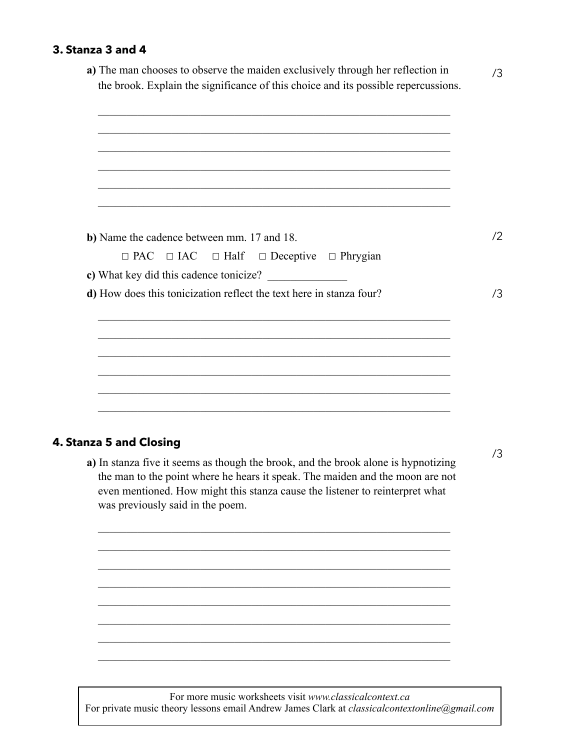### 3. Stanza 3 and 4

**a)** The man chooses to observe the maiden exclusively through her reflection in the brook. Explain the significance of this choice and its possible repercussions. /3

\_\_\_\_\_\_\_\_\_\_\_\_\_\_\_\_\_\_\_\_\_\_\_\_\_\_\_\_\_\_\_\_\_\_\_\_\_\_\_\_\_\_\_\_\_\_\_\_\_\_\_\_\_\_\_\_\_\_\_\_

\_\_\_\_\_\_\_\_\_\_\_\_\_\_\_\_\_\_\_\_\_\_\_\_\_\_\_\_\_\_\_\_\_\_\_\_\_\_\_\_\_\_\_\_\_\_\_\_\_\_\_\_\_\_\_\_\_\_\_\_

\_\_\_\_\_\_\_\_\_\_\_\_\_\_\_\_\_\_\_\_\_\_\_\_\_\_\_\_\_\_\_\_\_\_\_\_\_\_\_\_\_\_\_\_\_\_\_\_\_\_\_\_\_\_\_\_\_\_\_\_

\_\_\_\_\_\_\_\_\_\_\_\_\_\_\_\_\_\_\_\_\_\_\_\_\_\_\_\_\_\_\_\_\_\_\_\_\_\_\_\_\_\_\_\_\_\_\_\_\_\_\_\_\_\_\_\_\_\_\_\_

\_\_\_\_\_\_\_\_\_\_\_\_\_\_\_\_\_\_\_\_\_\_\_\_\_\_\_\_\_\_\_\_\_\_\_\_\_\_\_\_\_\_\_\_\_\_\_\_\_\_\_\_\_\_\_\_\_\_\_\_

\_\_\_\_\_\_\_\_\_\_\_\_\_\_\_\_\_\_\_\_\_\_\_\_\_\_\_\_\_\_\_\_\_\_\_\_\_\_\_\_\_\_\_\_\_\_\_\_\_\_\_\_\_\_\_\_\_\_\_\_

**b)** Name the cadence between mm. 17 and 18. /2

□ PAC □ IAC □ Half □ Deceptive □ Phrygian

**c)** What key did this cadence tonicize? \_\_\_\_\_\_\_\_\_\_\_\_\_\_

**d)** How does this tonicization reflect the text here in stanza four? /3

\_\_\_\_\_\_\_\_\_\_\_\_\_\_\_\_\_\_\_\_\_\_\_\_\_\_\_\_\_\_\_\_\_\_\_\_\_\_\_\_\_\_\_\_\_\_\_\_\_\_\_\_\_\_\_\_\_\_\_\_

\_\_\_\_\_\_\_\_\_\_\_\_\_\_\_\_\_\_\_\_\_\_\_\_\_\_\_\_\_\_\_\_\_\_\_\_\_\_\_\_\_\_\_\_\_\_\_\_\_\_\_\_\_\_\_\_\_\_\_\_

\_\_\_\_\_\_\_\_\_\_\_\_\_\_\_\_\_\_\_\_\_\_\_\_\_\_\_\_\_\_\_\_\_\_\_\_\_\_\_\_\_\_\_\_\_\_\_\_\_\_\_\_\_\_\_\_\_\_\_\_

\_\_\_\_\_\_\_\_\_\_\_\_\_\_\_\_\_\_\_\_\_\_\_\_\_\_\_\_\_\_\_\_\_\_\_\_\_\_\_\_\_\_\_\_\_\_\_\_\_\_\_\_\_\_\_\_\_\_\_\_

\_\_\_\_\_\_\_\_\_\_\_\_\_\_\_\_\_\_\_\_\_\_\_\_\_\_\_\_\_\_\_\_\_\_\_\_\_\_\_\_\_\_\_\_\_\_\_\_\_\_\_\_\_\_\_\_\_\_\_\_

\_\_\_\_\_\_\_\_\_\_\_\_\_\_\_\_\_\_\_\_\_\_\_\_\_\_\_\_\_\_\_\_\_\_\_\_\_\_\_\_\_\_\_\_\_\_\_\_\_\_\_\_\_\_\_\_\_\_\_\_

### 4. Stanza 5 and Closing

**a)** In stanza five it seems as though the brook, and the brook alone is hypnotizing the man to the point where he hears it speak. The maiden and the moon are not even mentioned. How might this stanza cause the listener to reinterpret what was previously said in the poem. /3

\_\_\_\_\_\_\_\_\_\_\_\_\_\_\_\_\_\_\_\_\_\_\_\_\_\_\_\_\_\_\_\_\_\_\_\_\_\_\_\_\_\_\_\_\_\_\_\_\_\_\_\_\_\_\_\_\_\_\_\_

\_\_\_\_\_\_\_\_\_\_\_\_\_\_\_\_\_\_\_\_\_\_\_\_\_\_\_\_\_\_\_\_\_\_\_\_\_\_\_\_\_\_\_\_\_\_\_\_\_\_\_\_\_\_\_\_\_\_\_\_

\_\_\_\_\_\_\_\_\_\_\_\_\_\_\_\_\_\_\_\_\_\_\_\_\_\_\_\_\_\_\_\_\_\_\_\_\_\_\_\_\_\_\_\_\_\_\_\_\_\_\_\_\_\_\_\_\_\_\_\_

\_\_\_\_\_\_\_\_\_\_\_\_\_\_\_\_\_\_\_\_\_\_\_\_\_\_\_\_\_\_\_\_\_\_\_\_\_\_\_\_\_\_\_\_\_\_\_\_\_\_\_\_\_\_\_\_\_\_\_\_

\_\_\_\_\_\_\_\_\_\_\_\_\_\_\_\_\_\_\_\_\_\_\_\_\_\_\_\_\_\_\_\_\_\_\_\_\_\_\_\_\_\_\_\_\_\_\_\_\_\_\_\_\_\_\_\_\_\_\_\_

\_\_\_\_\_\_\_\_\_\_\_\_\_\_\_\_\_\_\_\_\_\_\_\_\_\_\_\_\_\_\_\_\_\_\_\_\_\_\_\_\_\_\_\_\_\_\_\_\_\_\_\_\_\_\_\_\_\_\_\_

\_\_\_\_\_\_\_\_\_\_\_\_\_\_\_\_\_\_\_\_\_\_\_\_\_\_\_\_\_\_\_\_\_\_\_\_\_\_\_\_\_\_\_\_\_\_\_\_\_\_\_\_\_\_\_\_\_\_\_\_

\_\_\_\_\_\_\_\_\_\_\_\_\_\_\_\_\_\_\_\_\_\_\_\_\_\_\_\_\_\_\_\_\_\_\_\_\_\_\_\_\_\_\_\_\_\_\_\_\_\_\_\_\_\_\_\_\_\_\_\_

For more music worksheets visit *www.classicalcontext.ca*
For private music theory lessons email Andrew James Clark at *classicalcontextonline@gmail.com*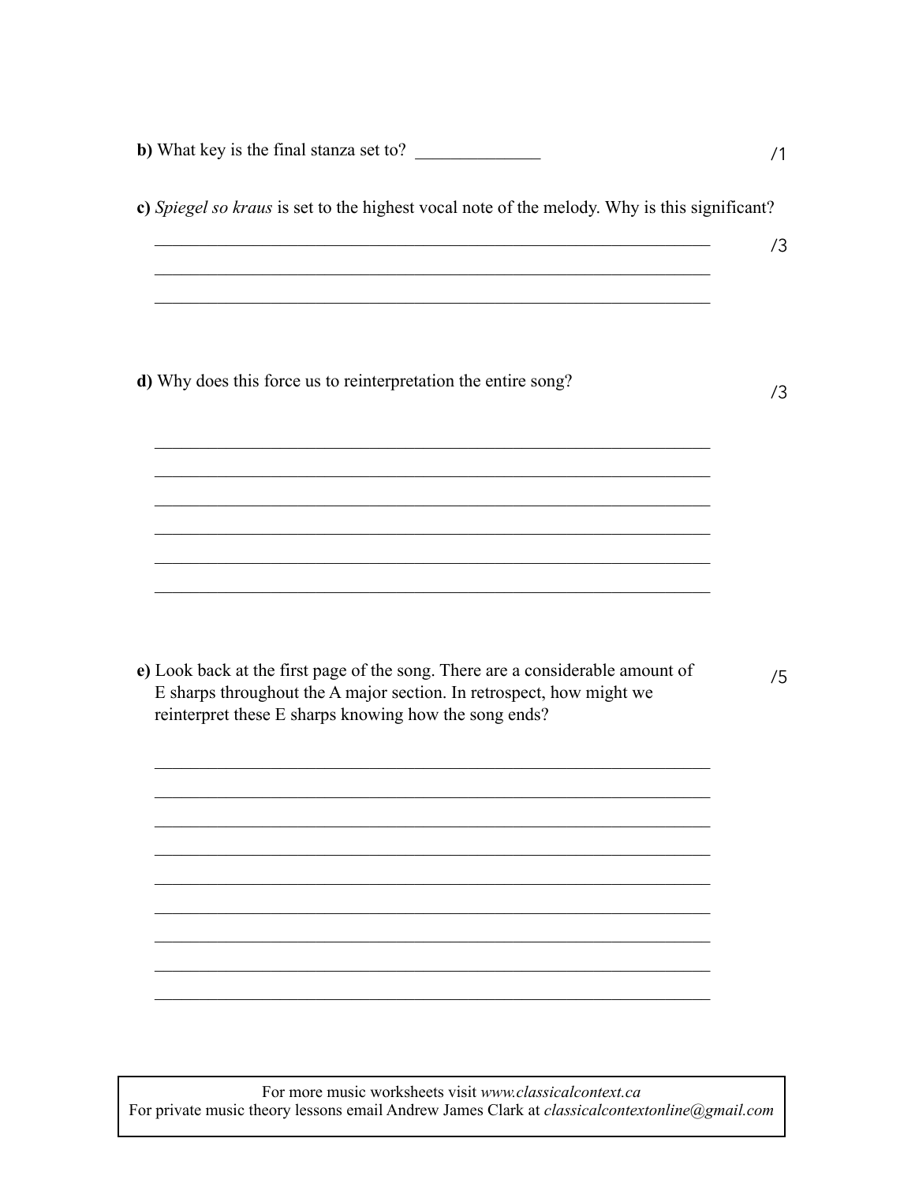**b)** What key is the final stanza set to? ______________ /1

**c)** *Spiegel so kraus* is set to the highest vocal note of the melody. Why is this significant? /3

_________________________________________________________________

_________________________________________________________________

_________________________________________________________________

**d)** Why does this force us to reinterpretation the entire song? /3

_________________________________________________________________

_________________________________________________________________

_________________________________________________________________

_________________________________________________________________

_________________________________________________________________

_________________________________________________________________

**e)** Look back at the first page of the song. There are a considerable amount of E sharps throughout the A major section. In retrospect, how might we reinterpret these E sharps knowing how the song ends? /5

_________________________________________________________________

_________________________________________________________________

_________________________________________________________________

_________________________________________________________________

_________________________________________________________________

_________________________________________________________________

_________________________________________________________________

_________________________________________________________________

_________________________________________________________________

For more music worksheets visit *www.classicalcontext.ca*
For private music theory lessons email Andrew James Clark at *classicalcontextonline@gmail.com*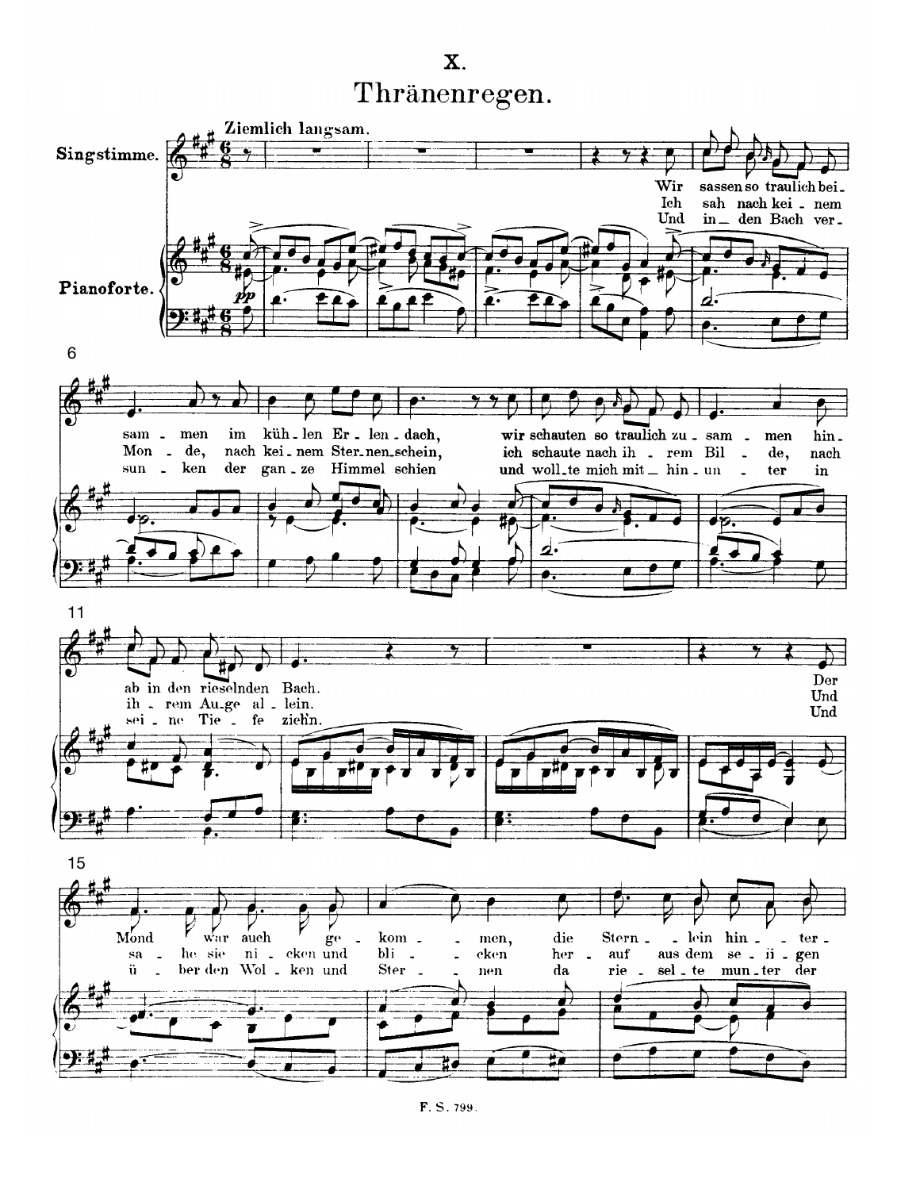# X.

## Thränenregen.

**Ziemlich langsam.**

Singstimme.

Pianoforte.

*pp*

1. Wir sassen so traulich beisammen im kühlen Erlendach, wir schauten so traulich zusammen hinab in den rieselnden Bach. Der Mond war auch gekommen, die Sternlein hinter-
2. Ich sah nach keinem Monde, nach keinem Sternenschein, ich schaute nach ihrem Bilde, nach ihrem Auge allein. Und sahe sie nicken und blicken herauf aus dem seligen
3. Und in den Bach versunken der ganze Himmel schien und wollte mich mit hinunter in seine Tiefe ziehn. Und über den Wolken und Sternen da rieselte munter der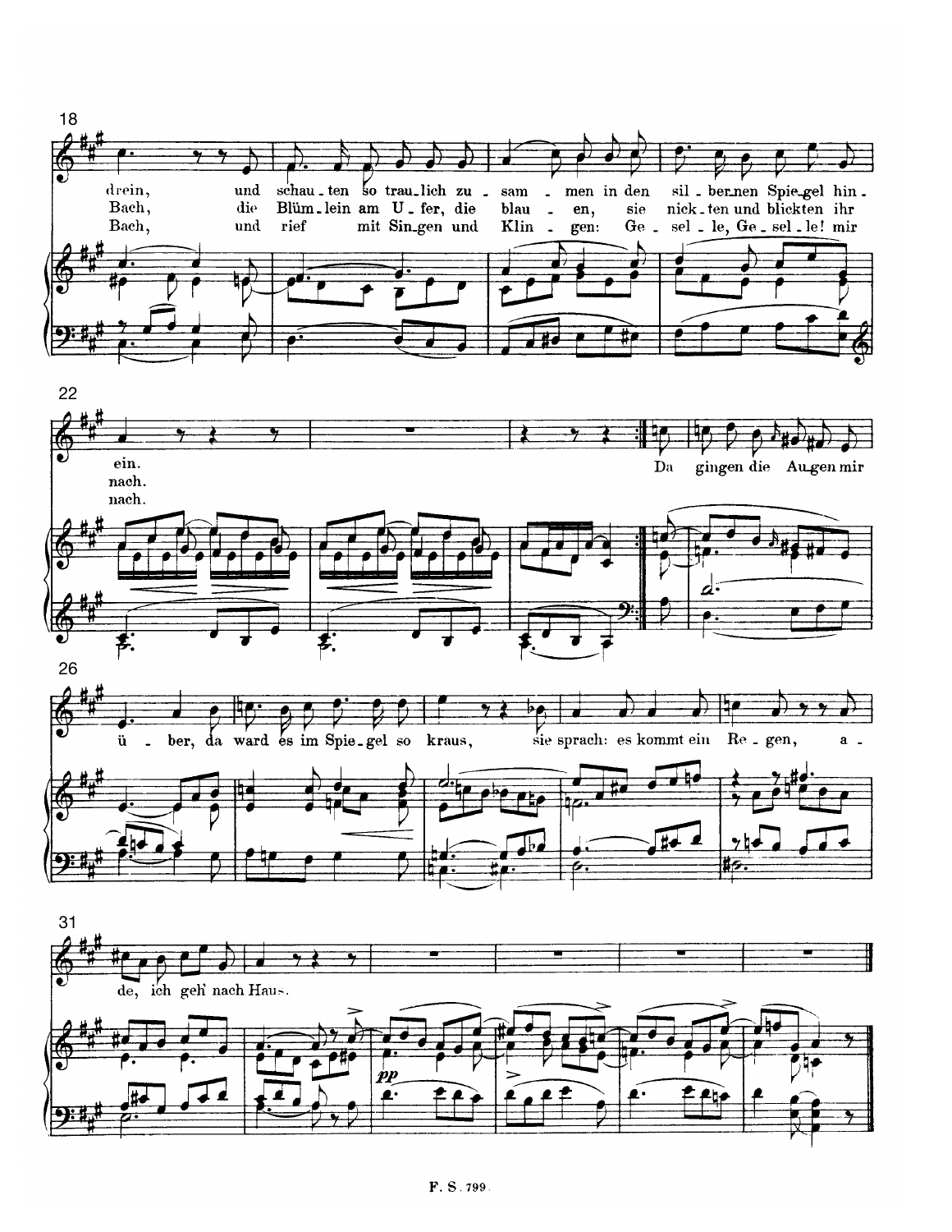18

drein, und schau - ten so trau - lich zu - sam - men in den sil - ber - nen Spie - gel hin -
Bach, die Blüm - lein am U - fer, die blau - en, sie nick - ten und blickten ihr
Bach, und rief mit Sin - gen und Klin - gen: Ge - sel - le, Ge - sel - le! mir

22

ein.
nach.
nach.

Da gingen die Au - gen mir

26

ü - ber, da ward es im Spie - gel so kraus, sie sprach: es kommt ein Re - gen, a -

31

de, ich geh' nach Haus.

*pp*